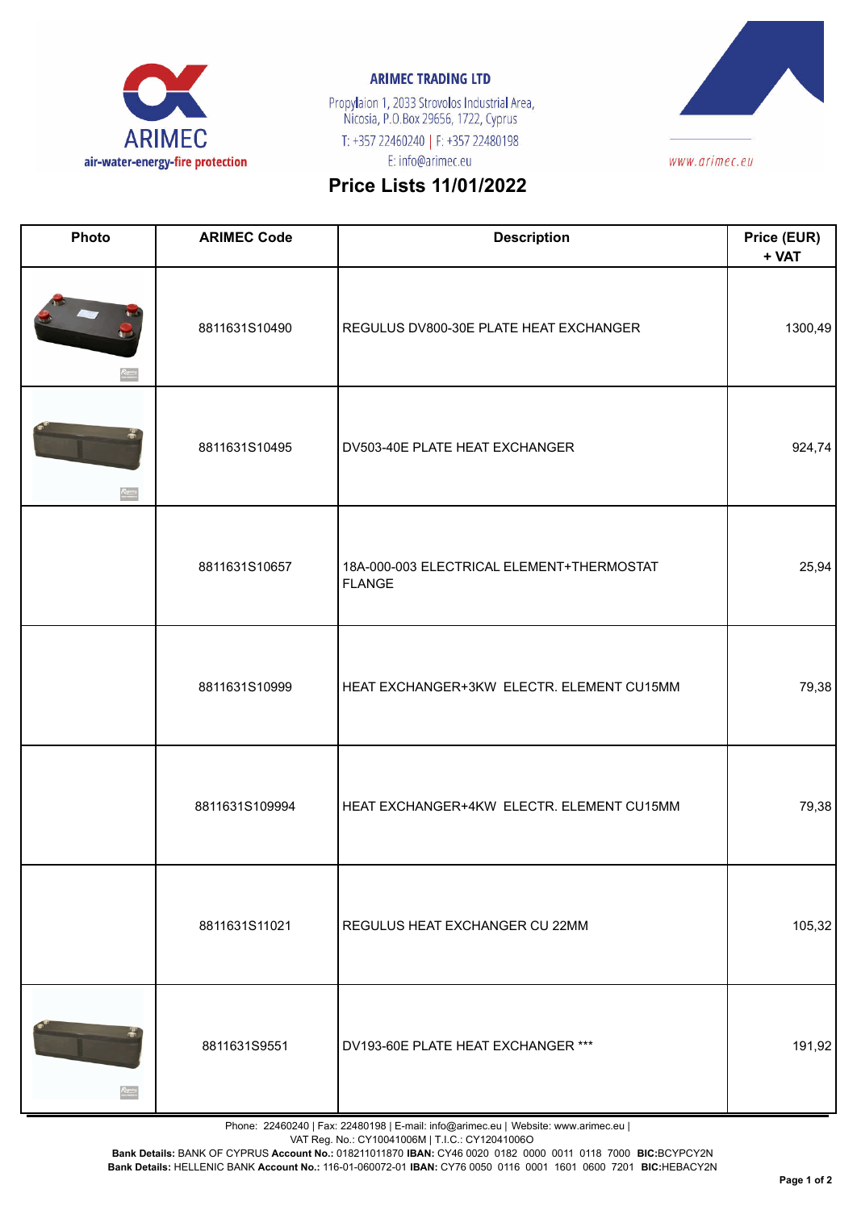**ARIMEC**
air-water-energy-fire protection

**ARIMEC TRADING LTD**
Propylaion 1, 2033 Strovolos Industrial Area,
Nicosia, P.O.Box 29656, 1722, Cyprus
T: +357 22460240 | F: +357 22480198
E: info@arimec.eu

www.arimec.eu

# Price Lists 11/01/2022

| Photo | ARIMEC Code | Description | Price (EUR) + VAT |
|---|---|---|---|
| | 8811631S10490 | REGULUS DV800-30E PLATE HEAT EXCHANGER | 1300,49 |
| | 8811631S10495 | DV503-40E PLATE HEAT EXCHANGER | 924,74 |
| | 8811631S10657 | 18A-000-003 ELECTRICAL ELEMENT+THERMOSTAT FLANGE | 25,94 |
| | 8811631S10999 | HEAT EXCHANGER+3KW ELECTR. ELEMENT CU15MM | 79,38 |
| | 8811631S109994 | HEAT EXCHANGER+4KW ELECTR. ELEMENT CU15MM | 79,38 |
| | 8811631S11021 | REGULUS HEAT EXCHANGER CU 22MM | 105,32 |
| | 8811631S9551 | DV193-60E PLATE HEAT EXCHANGER *** | 191,92 |

Phone: 22460240 | Fax: 22480198 | E-mail: info@arimec.eu | Website: www.arimec.eu |
VAT Reg. No.: CY10041006M | T.I.C.: CY12041006O
**Bank Details:** BANK OF CYPRUS **Account No.:** 018211011870 **IBAN:** CY46 0020 0182 0000 0011 0118 7000 **BIC:**BCYPCY2N
**Bank Details:** HELLENIC BANK **Account No.:** 116-01-060072-01 **IBAN:** CY76 0050 0116 0001 1601 0600 7201 **BIC:**HEBACY2N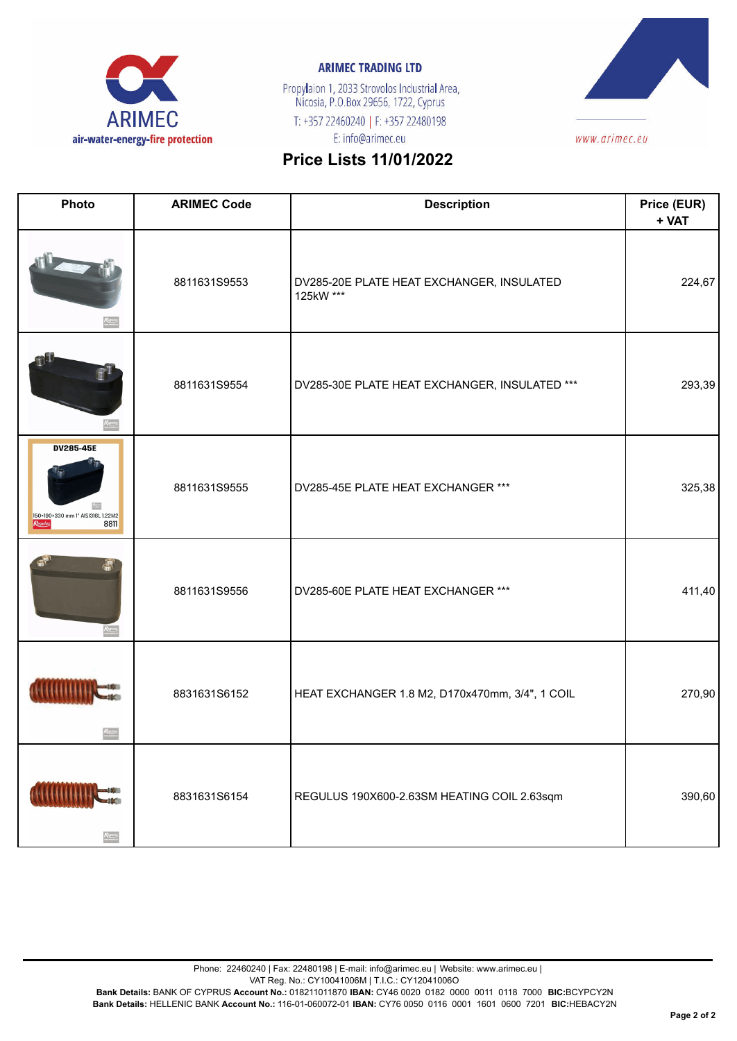ARIMEC

air-water-energy-fire protection

**ARIMEC TRADING LTD**

Propylaion 1, 2033 Strovolos Industrial Area, Nicosia, P.O.Box 29656, 1722, Cyprus

T: +357 22460240 | F: +357 22480198

E: info@arimec.eu

www.arimec.eu

# Price Lists 11/01/2022

| Photo | ARIMEC Code | Description | Price (EUR) + VAT |
|---|---|---|---|
| | 8811631S9553 | DV285-20E PLATE HEAT EXCHANGER, INSULATED 125kW *** | 224,67 |
| | 8811631S9554 | DV285-30E PLATE HEAT EXCHANGER, INSULATED *** | 293,39 |
| DV285-45E 150×190×330 mm 1" AISI316L 1.22M2 Regulus 8811 | 8811631S9555 | DV285-45E PLATE HEAT EXCHANGER *** | 325,38 |
| | 8811631S9556 | DV285-60E PLATE HEAT EXCHANGER *** | 411,40 |
| | 8831631S6152 | HEAT EXCHANGER 1.8 M2, D170x470mm, 3/4", 1 COIL | 270,90 |
| | 8831631S6154 | REGULUS 190X600-2.63SM HEATING COIL 2.63sqm | 390,60 |

Phone: 22460240 | Fax: 22480198 | E-mail: info@arimec.eu | Website: www.arimec.eu |
VAT Reg. No.: CY10041006M | T.I.C.: CY12041006O
**Bank Details:** BANK OF CYPRUS **Account No.:** 018211011870 **IBAN:** CY46 0020 0182 0000 0011 0118 7000 **BIC:**BCYPCY2N
**Bank Details:** HELLENIC BANK **Account No.:** 116-01-060072-01 **IBAN:** CY76 0050 0116 0001 1601 0600 7201 **BIC:**HEBACY2N